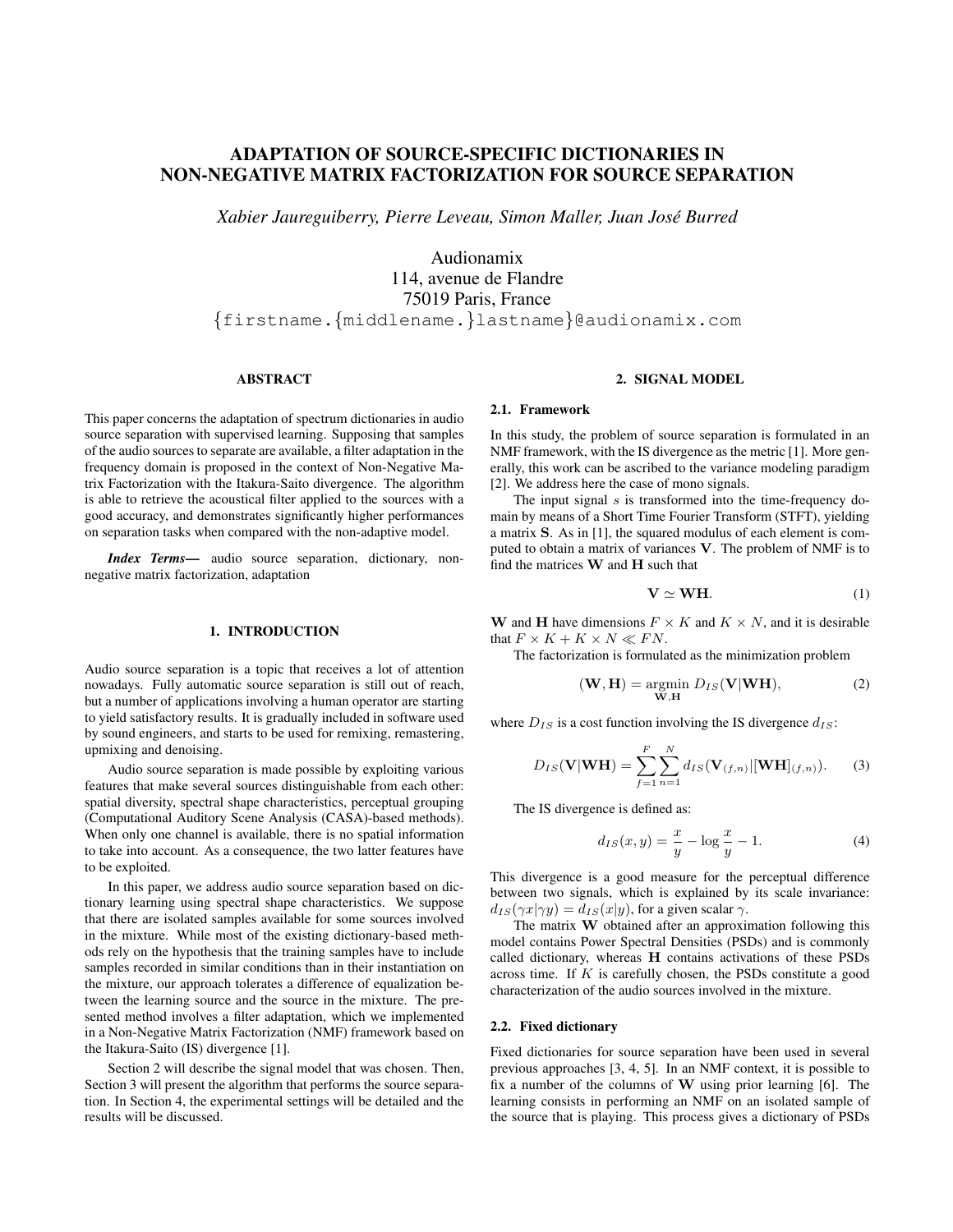# ADAPTATION OF SOURCE-SPECIFIC DICTIONARIES IN NON-NEGATIVE MATRIX FACTORIZATION FOR SOURCE SEPARATION

*Xabier Jaureguiberry, Pierre Leveau, Simon Maller, Juan José Burred*

Audionamix
114, avenue de Flandre
75019 Paris, France
{firstname.{middlename.}lastname}@audionamix.com

## ABSTRACT

This paper concerns the adaptation of spectrum dictionaries in audio source separation with supervised learning. Supposing that samples of the audio sources to separate are available, a filter adaptation in the frequency domain is proposed in the context of Non-Negative Matrix Factorization with the Itakura-Saito divergence. The algorithm is able to retrieve the acoustical filter applied to the sources with a good accuracy, and demonstrates significantly higher performances on separation tasks when compared with the non-adaptive model.

***Index Terms*—** audio source separation, dictionary, non-negative matrix factorization, adaptation

## 1. INTRODUCTION

Audio source separation is a topic that receives a lot of attention nowadays. Fully automatic source separation is still out of reach, but a number of applications involving a human operator are starting to yield satisfactory results. It is gradually included in software used by sound engineers, and starts to be used for remixing, remastering, upmixing and denoising.

Audio source separation is made possible by exploiting various features that make several sources distinguishable from each other: spatial diversity, spectral shape characteristics, perceptual grouping (Computational Auditory Scene Analysis (CASA)-based methods). When only one channel is available, there is no spatial information to take into account. As a consequence, the two latter features have to be exploited.

In this paper, we address audio source separation based on dictionary learning using spectral shape characteristics. We suppose that there are isolated samples available for some sources involved in the mixture. While most of the existing dictionary-based methods rely on the hypothesis that the training samples have to include samples recorded in similar conditions than in their instantiation on the mixture, our approach tolerates a difference of equalization between the learning source and the source in the mixture. The presented method involves a filter adaptation, which we implemented in a Non-Negative Matrix Factorization (NMF) framework based on the Itakura-Saito (IS) divergence [1].

Section 2 will describe the signal model that was chosen. Then, Section 3 will present the algorithm that performs the source separation. In Section 4, the experimental settings will be detailed and the results will be discussed.

## 2. SIGNAL MODEL

### 2.1. Framework

In this study, the problem of source separation is formulated in an NMF framework, with the IS divergence as the metric [1]. More generally, this work can be ascribed to the variance modeling paradigm [2]. We address here the case of mono signals.

The input signal $s$ is transformed into the time-frequency domain by means of a Short Time Fourier Transform (STFT), yielding a matrix $\mathbf{S}$. As in [1], the squared modulus of each element is computed to obtain a matrix of variances $\mathbf{V}$. The problem of NMF is to find the matrices $\mathbf{W}$ and $\mathbf{H}$ such that

$$\mathbf{V} \simeq \mathbf{WH}. \tag{1}$$

$\mathbf{W}$ and $\mathbf{H}$ have dimensions $F \times K$ and $K \times N$, and it is desirable that $F \times K + K \times N \ll FN$.

The factorization is formulated as the minimization problem

$$(\mathbf{W}, \mathbf{H}) = \underset{\mathbf{W},\mathbf{H}}{\operatorname{argmin}}\, D_{IS}(\mathbf{V}|\mathbf{WH}), \tag{2}$$

where $D_{IS}$ is a cost function involving the IS divergence $d_{IS}$:

$$D_{IS}(\mathbf{V}|\mathbf{WH}) = \sum_{f=1}^{F} \sum_{n=1}^{N} d_{IS}(\mathbf{V}_{(f,n)}|[\mathbf{WH}]_{(f,n)}). \tag{3}$$

The IS divergence is defined as:

$$d_{IS}(x, y) = \frac{x}{y} - \log \frac{x}{y} - 1. \tag{4}$$

This divergence is a good measure for the perceptual difference between two signals, which is explained by its scale invariance: $d_{IS}(\gamma x|\gamma y) = d_{IS}(x|y)$, for a given scalar $\gamma$.

The matrix $\mathbf{W}$ obtained after an approximation following this model contains Power Spectral Densities (PSDs) and is commonly called dictionary, whereas $\mathbf{H}$ contains activations of these PSDs across time. If $K$ is carefully chosen, the PSDs constitute a good characterization of the audio sources involved in the mixture.

### 2.2. Fixed dictionary

Fixed dictionaries for source separation have been used in several previous approaches [3, 4, 5]. In an NMF context, it is possible to fix a number of the columns of $\mathbf{W}$ using prior learning [6]. The learning consists in performing an NMF on an isolated sample of the source that is playing. This process gives a dictionary of PSDs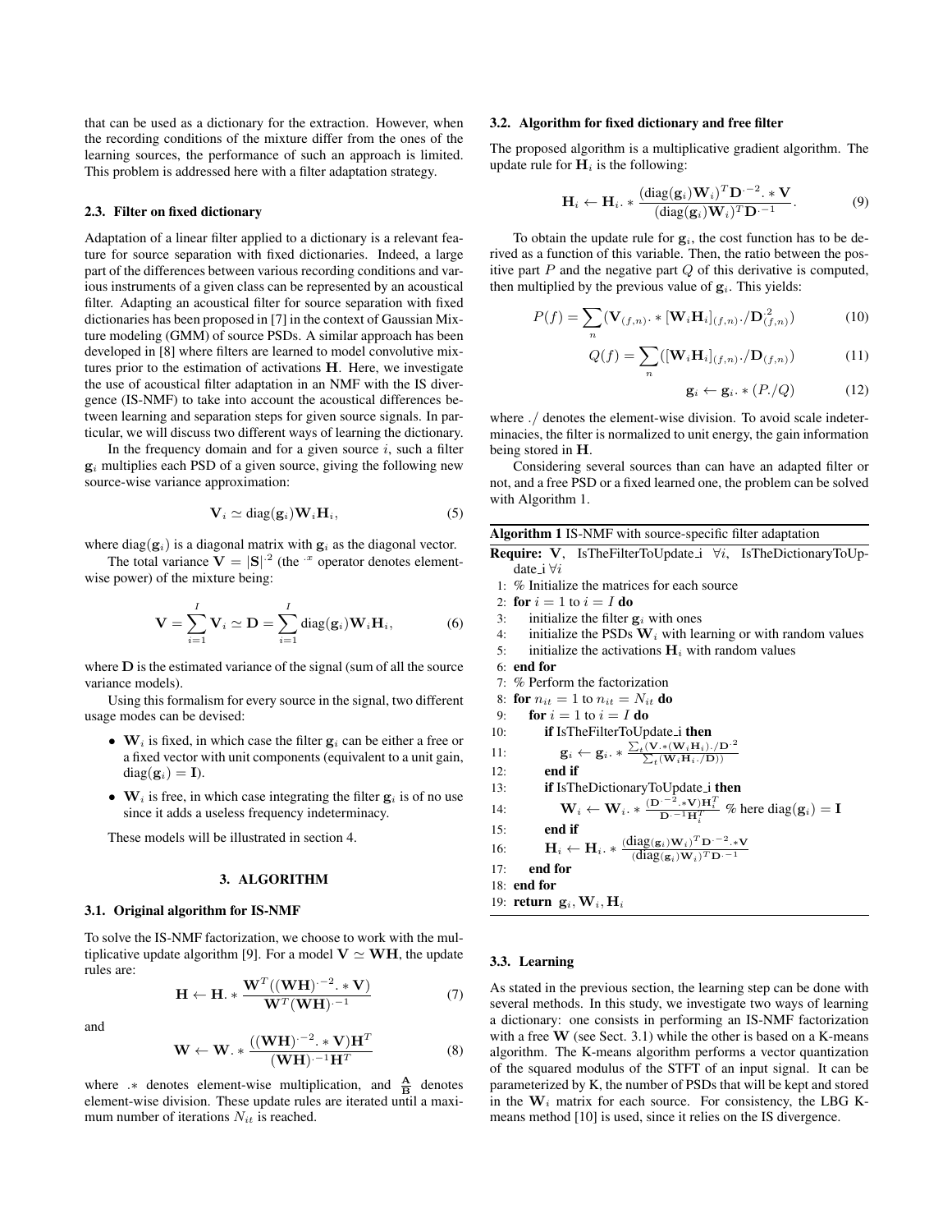that can be used as a dictionary for the extraction. However, when the recording conditions of the mixture differ from the ones of the learning sources, the performance of such an approach is limited. This problem is addressed here with a filter adaptation strategy.

### 2.3. Filter on fixed dictionary

Adaptation of a linear filter applied to a dictionary is a relevant feature for source separation with fixed dictionaries. Indeed, a large part of the differences between various recording conditions and various instruments of a given class can be represented by an acoustical filter. Adapting an acoustical filter for source separation with fixed dictionaries has been proposed in [7] in the context of Gaussian Mixture modeling (GMM) of source PSDs. A similar approach has been developed in [8] where filters are learned to model convolutive mixtures prior to the estimation of activations $\mathbf{H}$. Here, we investigate the use of acoustical filter adaptation in an NMF with the IS divergence (IS-NMF) to take into account the acoustical differences between learning and separation steps for given source signals. In particular, we will discuss two different ways of learning the dictionary.

In the frequency domain and for a given source $i$, such a filter $\mathbf{g}_i$ multiplies each PSD of a given source, giving the following new source-wise variance approximation:

$$\mathbf{V}_i \simeq \text{diag}(\mathbf{g}_i)\mathbf{W}_i\mathbf{H}_i, \tag{5}$$

where $\text{diag}(\mathbf{g}_i)$ is a diagonal matrix with $\mathbf{g}_i$ as the diagonal vector.

The total variance $\mathbf{V} = |\mathbf{S}|^{.2}$ (the $^{.x}$ operator denotes element-wise power) of the mixture being:

$$\mathbf{V} = \sum_{i=1}^{I} \mathbf{V}_i \simeq \mathbf{D} = \sum_{i=1}^{I} \text{diag}(\mathbf{g}_i)\mathbf{W}_i\mathbf{H}_i, \tag{6}$$

where $\mathbf{D}$ is the estimated variance of the signal (sum of all the source variance models).

Using this formalism for every source in the signal, two different usage modes can be devised:

- $\mathbf{W}_i$ is fixed, in which case the filter $\mathbf{g}_i$ can be either a free or a fixed vector with unit components (equivalent to a unit gain, $\text{diag}(\mathbf{g}_i) = \mathbf{I}$).
- $\mathbf{W}_i$ is free, in which case integrating the filter $\mathbf{g}_i$ is of no use since it adds a useless frequency indeterminacy.

These models will be illustrated in section 4.

## 3. ALGORITHM

### 3.1. Original algorithm for IS-NMF

To solve the IS-NMF factorization, we choose to work with the multiplicative update algorithm [9]. For a model $\mathbf{V} \simeq \mathbf{WH}$, the update rules are:

$$\mathbf{H} \leftarrow \mathbf{H}.* \frac{\mathbf{W}^T((\mathbf{WH})^{.-2}.*\mathbf{V})}{\mathbf{W}^T(\mathbf{WH})^{.-1}} \tag{7}$$

and

$$\mathbf{W} \leftarrow \mathbf{W}.* \frac{((\mathbf{WH})^{.-2}.*\mathbf{V})\mathbf{H}^T}{(\mathbf{WH})^{.-1}\mathbf{H}^T} \tag{8}$$

where $.*$ denotes element-wise multiplication, and $\frac{\mathbf{A}}{\mathbf{B}}$ denotes element-wise division. These update rules are iterated until a maximum number of iterations $N_{it}$ is reached.

### 3.2. Algorithm for fixed dictionary and free filter

The proposed algorithm is a multiplicative gradient algorithm. The update rule for $\mathbf{H}_i$ is the following:

$$\mathbf{H}_i \leftarrow \mathbf{H}_i.* \frac{(\text{diag}(\mathbf{g}_i)\mathbf{W}_i)^T\mathbf{D}^{.-2}.*\mathbf{V}}{(\text{diag}(\mathbf{g}_i)\mathbf{W}_i)^T\mathbf{D}^{.-1}}. \tag{9}$$

To obtain the update rule for $\mathbf{g}_i$, the cost function has to be derived as a function of this variable. Then, the ratio between the positive part $P$ and the negative part $Q$ of this derivative is computed, then multiplied by the previous value of $\mathbf{g}_i$. This yields:

$$P(f) = \sum_n (\mathbf{V}_{(f,n)}.*[\mathbf{W}_i\mathbf{H}_i]_{(f,n)}./\mathbf{D}^{.2}_{(f,n)}) \tag{10}$$

$$Q(f) = \sum_n ([\mathbf{W}_i\mathbf{H}_i]_{(f,n)}./\mathbf{D}_{(f,n)}) \tag{11}$$

$$\mathbf{g}_i \leftarrow \mathbf{g}_i.*(P./Q) \tag{12}$$

where $./$ denotes the element-wise division. To avoid scale indeterminacies, the filter is normalized to unit energy, the gain information being stored in $\mathbf{H}$.

Considering several sources than can have an adapted filter or not, and a free PSD or a fixed learned one, the problem can be solved with Algorithm 1.

**Algorithm 1** IS-NMF with source-specific filter adaptation

**Require:** $\mathbf{V}$, IsTheFilterToUpdate_i $\forall i$, IsTheDictionaryToUpdate_i $\forall i$

1: % Initialize the matrices for each source
2: **for** $i = 1$ to $i = I$ **do**
3: &nbsp;&nbsp;&nbsp;&nbsp;initialize the filter $\mathbf{g}_i$ with ones
4: &nbsp;&nbsp;&nbsp;&nbsp;initialize the PSDs $\mathbf{W}_i$ with learning or with random values
5: &nbsp;&nbsp;&nbsp;&nbsp;initialize the activations $\mathbf{H}_i$ with random values
6: **end for**
7: % Perform the factorization
8: **for** $n_{it} = 1$ to $n_{it} = N_{it}$ **do**
9: &nbsp;&nbsp;&nbsp;&nbsp;**for** $i = 1$ to $i = I$ **do**
10: &nbsp;&nbsp;&nbsp;&nbsp;&nbsp;&nbsp;&nbsp;&nbsp;**if** IsTheFilterToUpdate_i **then**
11: &nbsp;&nbsp;&nbsp;&nbsp;&nbsp;&nbsp;&nbsp;&nbsp;&nbsp;&nbsp;&nbsp;&nbsp;$\mathbf{g}_i \leftarrow \mathbf{g}_i.* \frac{\sum_t(\mathbf{V}.*(\mathbf{W}_i\mathbf{H}_i)./\mathbf{D}^{.2}}{\sum_t(\mathbf{W}_i\mathbf{H}_i./\mathbf{D}))}$
12: &nbsp;&nbsp;&nbsp;&nbsp;&nbsp;&nbsp;&nbsp;&nbsp;**end if**
13: &nbsp;&nbsp;&nbsp;&nbsp;&nbsp;&nbsp;&nbsp;&nbsp;**if** IsTheDictionaryToUpdate_i **then**
14: &nbsp;&nbsp;&nbsp;&nbsp;&nbsp;&nbsp;&nbsp;&nbsp;&nbsp;&nbsp;&nbsp;&nbsp;$\mathbf{W}_i \leftarrow \mathbf{W}_i.* \frac{(\mathbf{D}^{.-2}.*\mathbf{V})\mathbf{H}_i^T}{\mathbf{D}^{.-1}\mathbf{H}_i^T}$ % here $\text{diag}(\mathbf{g}_i) = \mathbf{I}$
15: &nbsp;&nbsp;&nbsp;&nbsp;&nbsp;&nbsp;&nbsp;&nbsp;**end if**
16: &nbsp;&nbsp;&nbsp;&nbsp;&nbsp;&nbsp;&nbsp;&nbsp;$\mathbf{H}_i \leftarrow \mathbf{H}_i.* \frac{(\text{diag}(\mathbf{g}_i)\mathbf{W}_i)^T\mathbf{D}^{.-2}.*\mathbf{V}}{(\text{diag}(\mathbf{g}_i)\mathbf{W}_i)^T\mathbf{D}^{.-1}}$
17: &nbsp;&nbsp;&nbsp;&nbsp;**end for**
18: **end for**
19: **return** $\mathbf{g}_i, \mathbf{W}_i, \mathbf{H}_i$

### 3.3. Learning

As stated in the previous section, the learning step can be done with several methods. In this study, we investigate two ways of learning a dictionary: one consists in performing an IS-NMF factorization with a free $\mathbf{W}$ (see Sect. 3.1) while the other is based on a K-means algorithm. The K-means algorithm performs a vector quantization of the squared modulus of the STFT of an input signal. It can be parameterized by K, the number of PSDs that will be kept and stored in the $\mathbf{W}_i$ matrix for each source. For consistency, the LBG K-means method [10] is used, since it relies on the IS divergence.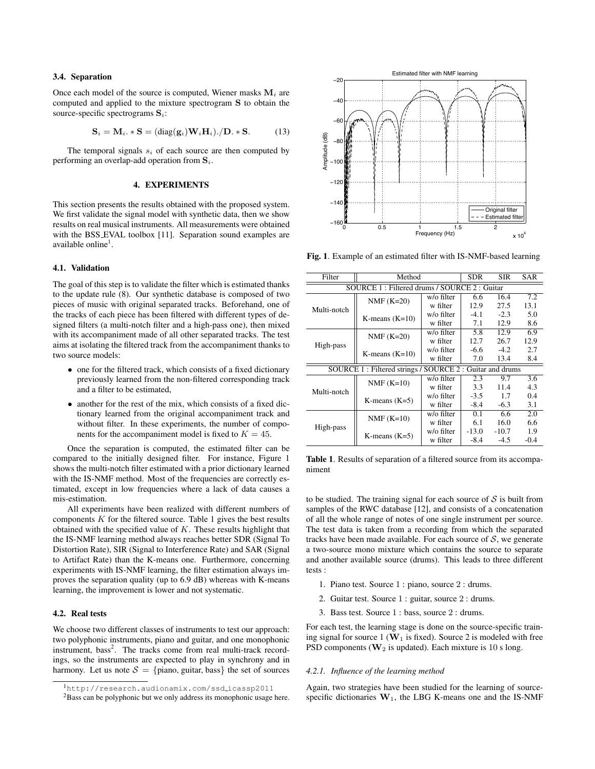### 3.4. Separation

Once each model of the source is computed, Wiener masks $\mathbf{M}_i$ are computed and applied to the mixture spectrogram $\mathbf{S}$ to obtain the source-specific spectrograms $\mathbf{S}_i$:

$$\mathbf{S}_i = \mathbf{M}_i. * \mathbf{S} = (\text{diag}(\mathbf{g}_i)\mathbf{W}_i\mathbf{H}_i)./\mathbf{D}. * \mathbf{S}. \quad (13)$$

The temporal signals $s_i$ of each source are then computed by performing an overlap-add operation from $\mathbf{S}_i$.

## 4. EXPERIMENTS

This section presents the results obtained with the proposed system. We first validate the signal model with synthetic data, then we show results on real musical instruments. All measurements were obtained with the BSS_EVAL toolbox [11]. Separation sound examples are available online[1].

### 4.1. Validation

The goal of this step is to validate the filter which is estimated thanks to the update rule (8). Our synthetic database is composed of two pieces of music with original separated tracks. Beforehand, one of the tracks of each piece has been filtered with different types of designed filters (a multi-notch filter and a high-pass one), then mixed with its accompaniment made of all other separated tracks. The test aims at isolating the filtered track from the accompaniment thanks to two source models:

- one for the filtered track, which consists of a fixed dictionary previously learned from the non-filtered corresponding track and a filter to be estimated,
- another for the rest of the mix, which consists of a fixed dictionary learned from the original accompaniment track and without filter. In these experiments, the number of components for the accompaniment model is fixed to $K = 45$.

Once the separation is computed, the estimated filter can be compared to the initially designed filter. For instance, Figure 1 shows the multi-notch filter estimated with a prior dictionary learned with the IS-NMF method. Most of the frequencies are correctly estimated, except in low frequencies where a lack of data causes a mis-estimation.

All experiments have been realized with different numbers of components $K$ for the filtered source. Table 1 gives the best results obtained with the specified value of $K$. These results highlight that the IS-NMF learning method always reaches better SDR (Signal To Distortion Rate), SIR (Signal to Interference Rate) and SAR (Signal to Artifact Rate) than the K-means one. Furthermore, concerning experiments with IS-NMF learning, the filter estimation always improves the separation quality (up to 6.9 dB) whereas with K-means learning, the improvement is lower and not systematic.

### 4.2. Real tests

We choose two different classes of instruments to test our approach: two polyphonic instruments, piano and guitar, and one monophonic instrument, bass[2]. The tracks come from real multi-track recordings, so the instruments are expected to play in synchrony and in harmony. Let us note $\mathcal{S} = \{\text{piano, guitar, bass}\}$ the set of sources

[1] http://research.audionamix.com/ssd_icassp2011

[2] Bass can be polyphonic but we only address its monophonic usage here.

Fig. 1. Example of an estimated filter with IS-NMF-based learning

| Filter | Method | | SDR | SIR | SAR |
|---|---|---|---|---|---|
| SOURCE 1 : Filtered drums / SOURCE 2 : Guitar | | | | | |
| Multi-notch | NMF (K=20) | w/o filter | 6.6 | 16.4 | 7.2 |
| | | w filter | 12.9 | 27.5 | 13.1 |
| | K-means (K=10) | w/o filter | -4.1 | -2.3 | 5.0 |
| | | w filter | 7.1 | 12.9 | 8.6 |
| High-pass | NMF (K=20) | w/o filter | 5.8 | 12.9 | 6.9 |
| | | w filter | 12.7 | 26.7 | 12.9 |
| | K-means (K=10) | w/o filter | -6.6 | -4.2 | 2.7 |
| | | w filter | 7.0 | 13.4 | 8.4 |
| SOURCE 1 : Filtered strings / SOURCE 2 : Guitar and drums | | | | | |
| Multi-notch | NMF (K=10) | w/o filter | 2.3 | 9.7 | 3.6 |
| | | w filter | 3.3 | 11.4 | 4.3 |
| | K-means (K=5) | w/o filter | -3.5 | 1.7 | 0.4 |
| | | w filter | -8.4 | -6.3 | 3.1 |
| High-pass | NMF (K=10) | w/o filter | 0.1 | 6.6 | 2.0 |
| | | w filter | 6.1 | 16.0 | 6.6 |
| | K-means (K=5) | w/o filter | -13.0 | -10.7 | 1.9 |
| | | w filter | -8.4 | -4.5 | -0.4 |

Table 1. Results of separation of a filtered source from its accompaniment

to be studied. The training signal for each source of $\mathcal{S}$ is built from samples of the RWC database [12], and consists of a concatenation of all the whole range of notes of one single instrument per source. The test data is taken from a recording from which the separated tracks have been made available. For each source of $\mathcal{S}$, we generate a two-source mono mixture which contains the source to separate and another available source (drums). This leads to three different tests :

1. Piano test. Source 1 : piano, source 2 : drums.
2. Guitar test. Source 1 : guitar, source 2 : drums.
3. Bass test. Source 1 : bass, source 2 : drums.

For each test, the learning stage is done on the source-specific training signal for source 1 ($\mathbf{W}_1$ is fixed). Source 2 is modeled with free PSD components ($\mathbf{W}_2$ is updated). Each mixture is 10 s long.

#### 4.2.1. Influence of the learning method

Again, two strategies have been studied for the learning of source-specific dictionaries $\mathbf{W}_1$, the LBG K-means one and the IS-NMF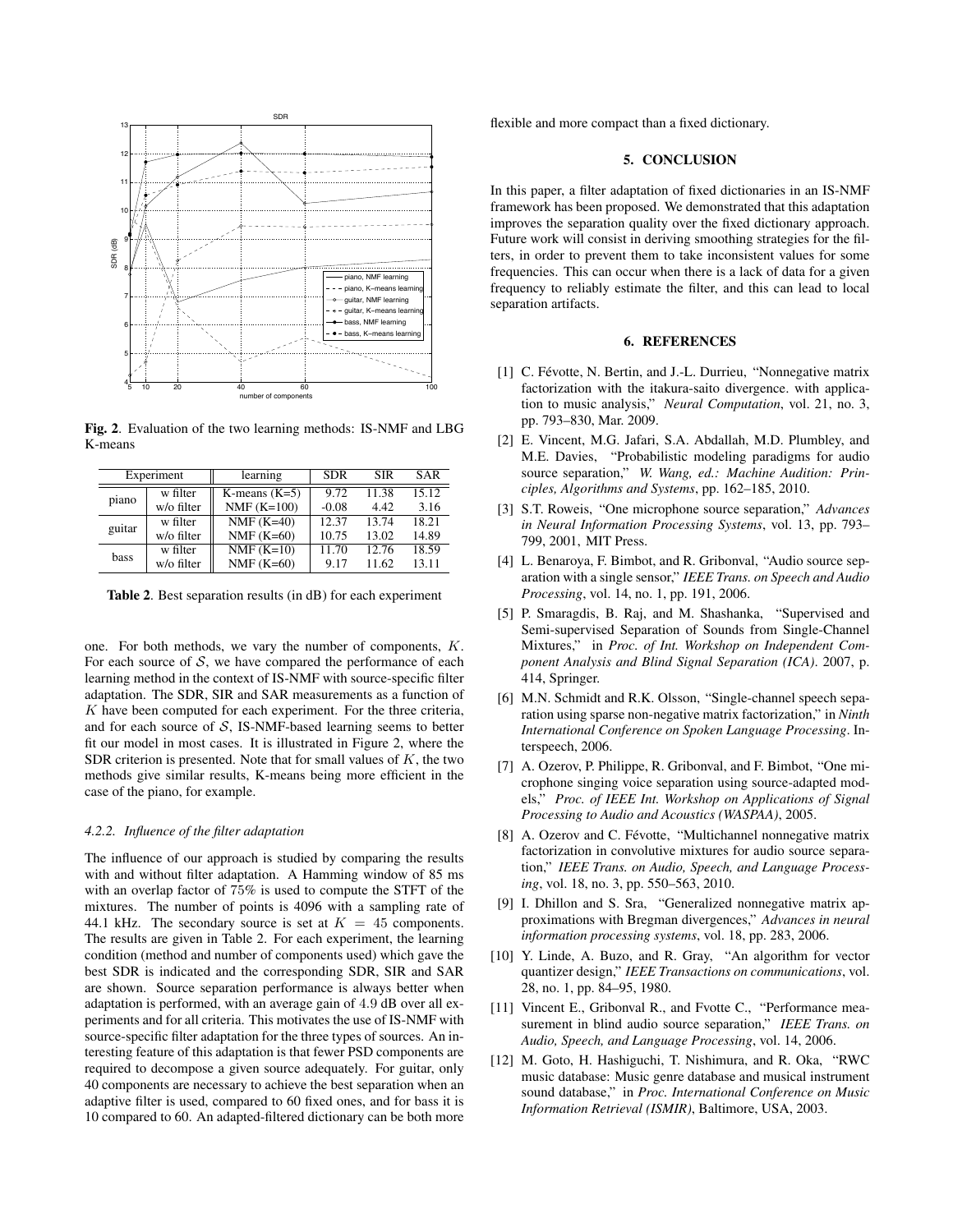SDR

13
12
11
10
9
8
7
6
5
4

SDR (dB)

5 10 20 40 60 100

number of components

piano, NMF learning
piano, K–means learning
guitar, NMF learning
guitar, K–means learning
bass, NMF learning
bass, K–means learning

**Fig. 2**. Evaluation of the two learning methods: IS-NMF and LBG K-means

| Experiment | | learning | SDR | SIR | SAR |
|---|---|---|---|---|---|
| piano | w filter | K-means (K=5) | 9.72 | 11.38 | 15.12 |
| | w/o filter | NMF (K=100) | -0.08 | 4.42 | 3.16 |
| guitar | w filter | NMF (K=40) | 12.37 | 13.74 | 18.21 |
| | w/o filter | NMF (K=60) | 10.75 | 13.02 | 14.89 |
| bass | w filter | NMF (K=10) | 11.70 | 12.76 | 18.59 |
| | w/o filter | NMF (K=60) | 9.17 | 11.62 | 13.11 |

**Table 2**. Best separation results (in dB) for each experiment

one. For both methods, we vary the number of components, $K$. For each source of $\mathcal{S}$, we have compared the performance of each learning method in the context of IS-NMF with source-specific filter adaptation. The SDR, SIR and SAR measurements as a function of $K$ have been computed for each experiment. For the three criteria, and for each source of $\mathcal{S}$, IS-NMF-based learning seems to better fit our model in most cases. It is illustrated in Figure 2, where the SDR criterion is presented. Note that for small values of $K$, the two methods give similar results, K-means being more efficient in the case of the piano, for example.

#### *4.2.2. Influence of the filter adaptation*

The influence of our approach is studied by comparing the results with and without filter adaptation. A Hamming window of 85 ms with an overlap factor of $75\%$ is used to compute the STFT of the mixtures. The number of points is 4096 with a sampling rate of 44.1 kHz. The secondary source is set at $K = 45$ components. The results are given in Table 2. For each experiment, the learning condition (method and number of components used) which gave the best SDR is indicated and the corresponding SDR, SIR and SAR are shown. Source separation performance is always better when adaptation is performed, with an average gain of $4.9$ dB over all experiments and for all criteria. This motivates the use of IS-NMF with source-specific filter adaptation for the three types of sources. An interesting feature of this adaptation is that fewer PSD components are required to decompose a given source adequately. For guitar, only 40 components are necessary to achieve the best separation when an adaptive filter is used, compared to 60 fixed ones, and for bass it is 10 compared to 60. An adapted-filtered dictionary can be both more flexible and more compact than a fixed dictionary.

## 5. CONCLUSION

In this paper, a filter adaptation of fixed dictionaries in an IS-NMF framework has been proposed. We demonstrated that this adaptation improves the separation quality over the fixed dictionary approach. Future work will consist in deriving smoothing strategies for the filters, in order to prevent them to take inconsistent values for some frequencies. This can occur when there is a lack of data for a given frequency to reliably estimate the filter, and this can lead to local separation artifacts.

## 6. REFERENCES

[1] C. Févotte, N. Bertin, and J.-L. Durrieu, "Nonnegative matrix factorization with the itakura-saito divergence. with application to music analysis," *Neural Computation*, vol. 21, no. 3, pp. 793–830, Mar. 2009.

[2] E. Vincent, M.G. Jafari, S.A. Abdallah, M.D. Plumbley, and M.E. Davies, "Probabilistic modeling paradigms for audio source separation," *W. Wang, ed.: Machine Audition: Principles, Algorithms and Systems*, pp. 162–185, 2010.

[3] S.T. Roweis, "One microphone source separation," *Advances in Neural Information Processing Systems*, vol. 13, pp. 793–799, 2001, MIT Press.

[4] L. Benaroya, F. Bimbot, and R. Gribonval, "Audio source separation with a single sensor," *IEEE Trans. on Speech and Audio Processing*, vol. 14, no. 1, pp. 191, 2006.

[5] P. Smaragdis, B. Raj, and M. Shashanka, "Supervised and Semi-supervised Separation of Sounds from Single-Channel Mixtures," in *Proc. of Int. Workshop on Independent Component Analysis and Blind Signal Separation (ICA)*. 2007, p. 414, Springer.

[6] M.N. Schmidt and R.K. Olsson, "Single-channel speech separation using sparse non-negative matrix factorization," in *Ninth International Conference on Spoken Language Processing*. Interspeech, 2006.

[7] A. Ozerov, P. Philippe, R. Gribonval, and F. Bimbot, "One microphone singing voice separation using source-adapted models," *Proc. of IEEE Int. Workshop on Applications of Signal Processing to Audio and Acoustics (WASPAA)*, 2005.

[8] A. Ozerov and C. Févotte, "Multichannel nonnegative matrix factorization in convolutive mixtures for audio source separation," *IEEE Trans. on Audio, Speech, and Language Processing*, vol. 18, no. 3, pp. 550–563, 2010.

[9] I. Dhillon and S. Sra, "Generalized nonnegative matrix approximations with Bregman divergences," *Advances in neural information processing systems*, vol. 18, pp. 283, 2006.

[10] Y. Linde, A. Buzo, and R. Gray, "An algorithm for vector quantizer design," *IEEE Transactions on communications*, vol. 28, no. 1, pp. 84–95, 1980.

[11] Vincent E., Gribonval R., and Fvotte C., "Performance measurement in blind audio source separation," *IEEE Trans. on Audio, Speech, and Language Processing*, vol. 14, 2006.

[12] M. Goto, H. Hashiguchi, T. Nishimura, and R. Oka, "RWC music database: Music genre database and musical instrument sound database," in *Proc. International Conference on Music Information Retrieval (ISMIR)*, Baltimore, USA, 2003.